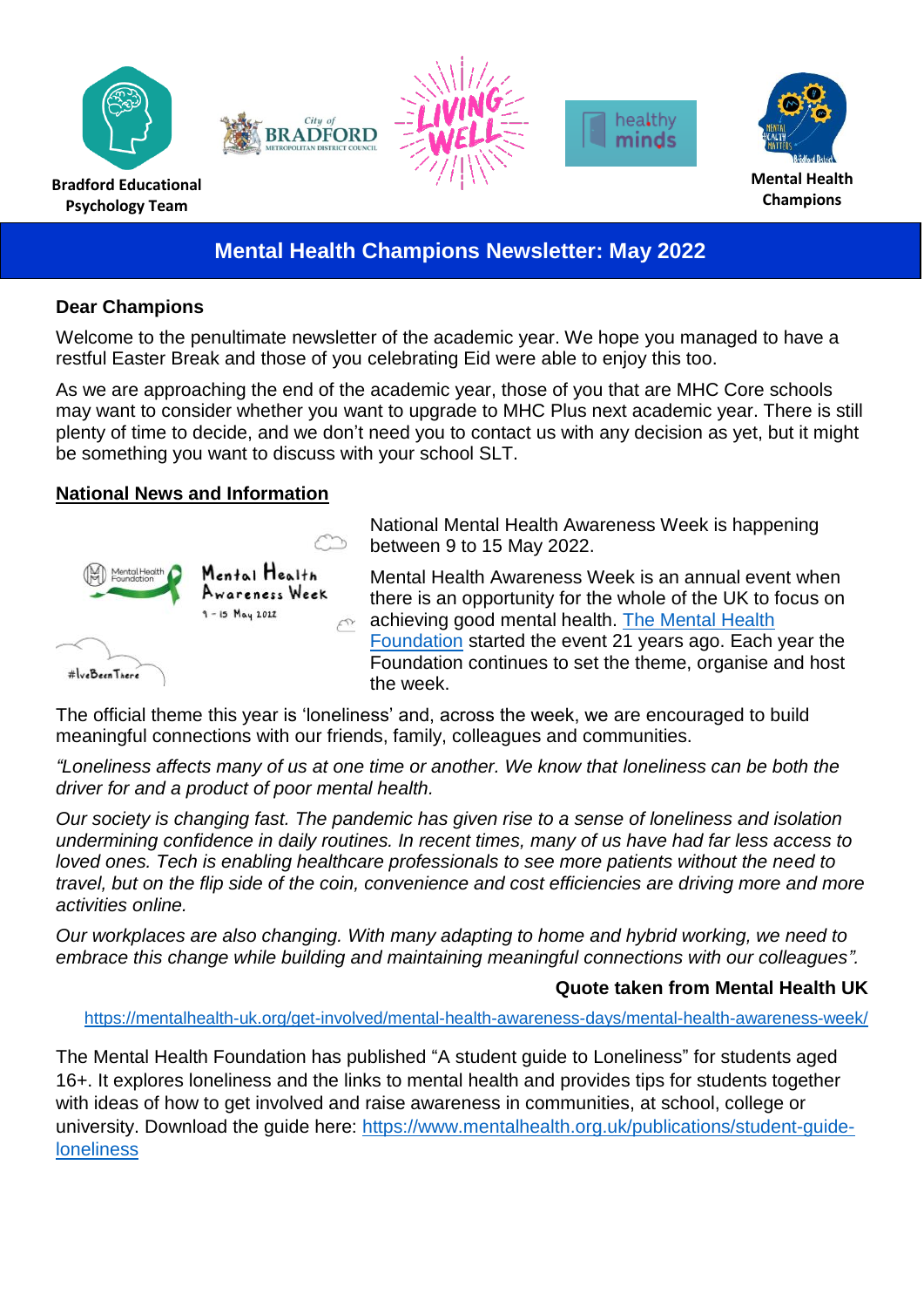Bradford Educational Psychology Team

Mental Health Champions

# Mental Health Champions Newsletter: May 2022

**Dear Champions**

Welcome to the penultimate newsletter of the academic year. We hope you managed to have a restful Easter Break and those of you celebrating Eid were able to enjoy this too.

As we are approaching the end of the academic year, those of you that are MHC Core schools may want to consider whether you want to upgrade to MHC Plus next academic year. There is still plenty of time to decide, and we don't need you to contact us with any decision as yet, but it might be something you want to discuss with your school SLT.

## National News and Information

National Mental Health Awareness Week is happening between 9 to 15 May 2022.

Mental Health Awareness Week is an annual event when there is an opportunity for the whole of the UK to focus on achieving good mental health. [The Mental Health Foundation](https://www.mentalhealth.org.uk) started the event 21 years ago. Each year the Foundation continues to set the theme, organise and host the week.

The official theme this year is 'loneliness' and, across the week, we are encouraged to build meaningful connections with our friends, family, colleagues and communities.

*"Loneliness affects many of us at one time or another. We know that loneliness can be both the driver for and a product of poor mental health.*

*Our society is changing fast. The pandemic has given rise to a sense of loneliness and isolation undermining confidence in daily routines. In recent times, many of us have had far less access to loved ones. Tech is enabling healthcare professionals to see more patients without the need to travel, but on the flip side of the coin, convenience and cost efficiencies are driving more and more activities online.*

*Our workplaces are also changing. With many adapting to home and hybrid working, we need to embrace this change while building and maintaining meaningful connections with our colleagues".*

**Quote taken from Mental Health UK**

https://mentalhealth-uk.org/get-involved/mental-health-awareness-days/mental-health-awareness-week/

The Mental Health Foundation has published "A student guide to Loneliness" for students aged 16+. It explores loneliness and the links to mental health and provides tips for students together with ideas of how to get involved and raise awareness in communities, at school, college or university. Download the guide here: https://www.mentalhealth.org.uk/publications/student-guide-loneliness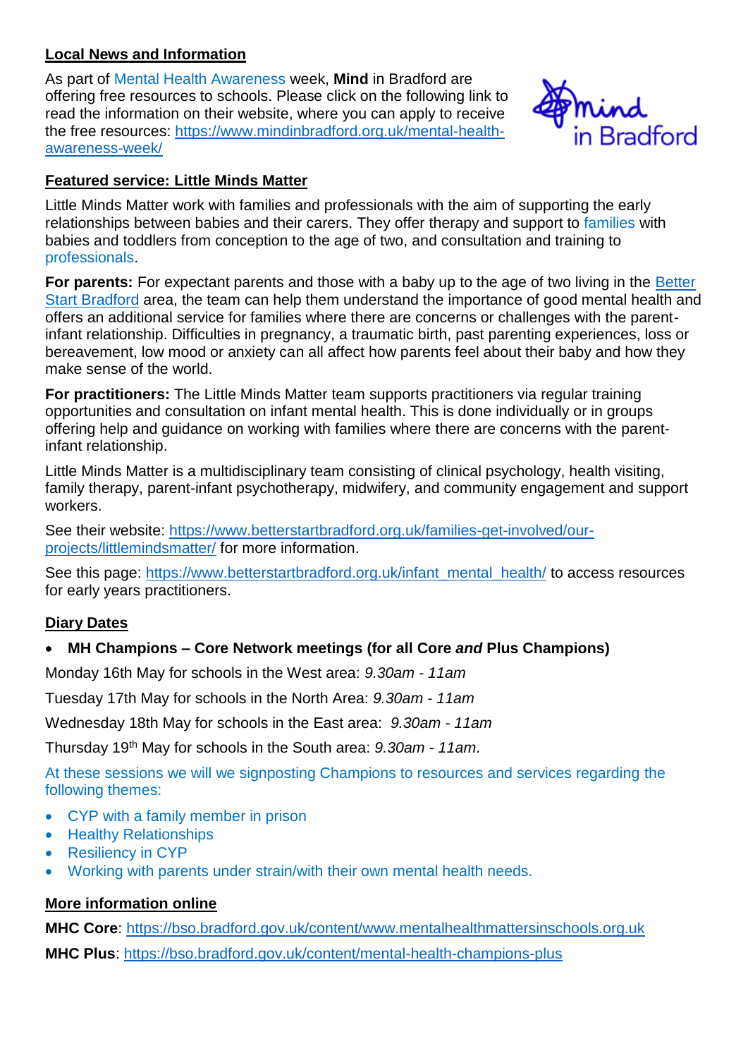## Local News and Information

As part of Mental Health Awareness week, **Mind** in Bradford are offering free resources to schools. Please click on the following link to read the information on their website, where you can apply to receive the free resources: https://www.mindinbradford.org.uk/mental-health-awareness-week/

## Featured service: Little Minds Matter

Little Minds Matter work with families and professionals with the aim of supporting the early relationships between babies and their carers. They offer therapy and support to families with babies and toddlers from conception to the age of two, and consultation and training to professionals.

**For parents:** For expectant parents and those with a baby up to the age of two living in the Better Start Bradford area, the team can help them understand the importance of good mental health and offers an additional service for families where there are concerns or challenges with the parent-infant relationship. Difficulties in pregnancy, a traumatic birth, past parenting experiences, loss or bereavement, low mood or anxiety can all affect how parents feel about their baby and how they make sense of the world.

**For practitioners:** The Little Minds Matter team supports practitioners via regular training opportunities and consultation on infant mental health. This is done individually or in groups offering help and guidance on working with families where there are concerns with the parent-infant relationship.

Little Minds Matter is a multidisciplinary team consisting of clinical psychology, health visiting, family therapy, parent-infant psychotherapy, midwifery, and community engagement and support workers.

See their website: https://www.betterstartbradford.org.uk/families-get-involved/our-projects/littlemindsmatter/ for more information.

See this page: https://www.betterstartbradford.org.uk/infant_mental_health/ to access resources for early years practitioners.

## Diary Dates

- **MH Champions – Core Network meetings (for all Core *and* Plus Champions)**

Monday 16th May for schools in the West area: *9.30am - 11am*

Tuesday 17th May for schools in the North Area: *9.30am - 11am*

Wednesday 18th May for schools in the East area: *9.30am - 11am*

Thursday 19th May for schools in the South area: *9.30am - 11am*.

At these sessions we will we signposting Champions to resources and services regarding the following themes:

- CYP with a family member in prison
- Healthy Relationships
- Resiliency in CYP
- Working with parents under strain/with their own mental health needs.

## More information online

**MHC Core**: https://bso.bradford.gov.uk/content/www.mentalhealthmattersinschools.org.uk

**MHC Plus**: https://bso.bradford.gov.uk/content/mental-health-champions-plus